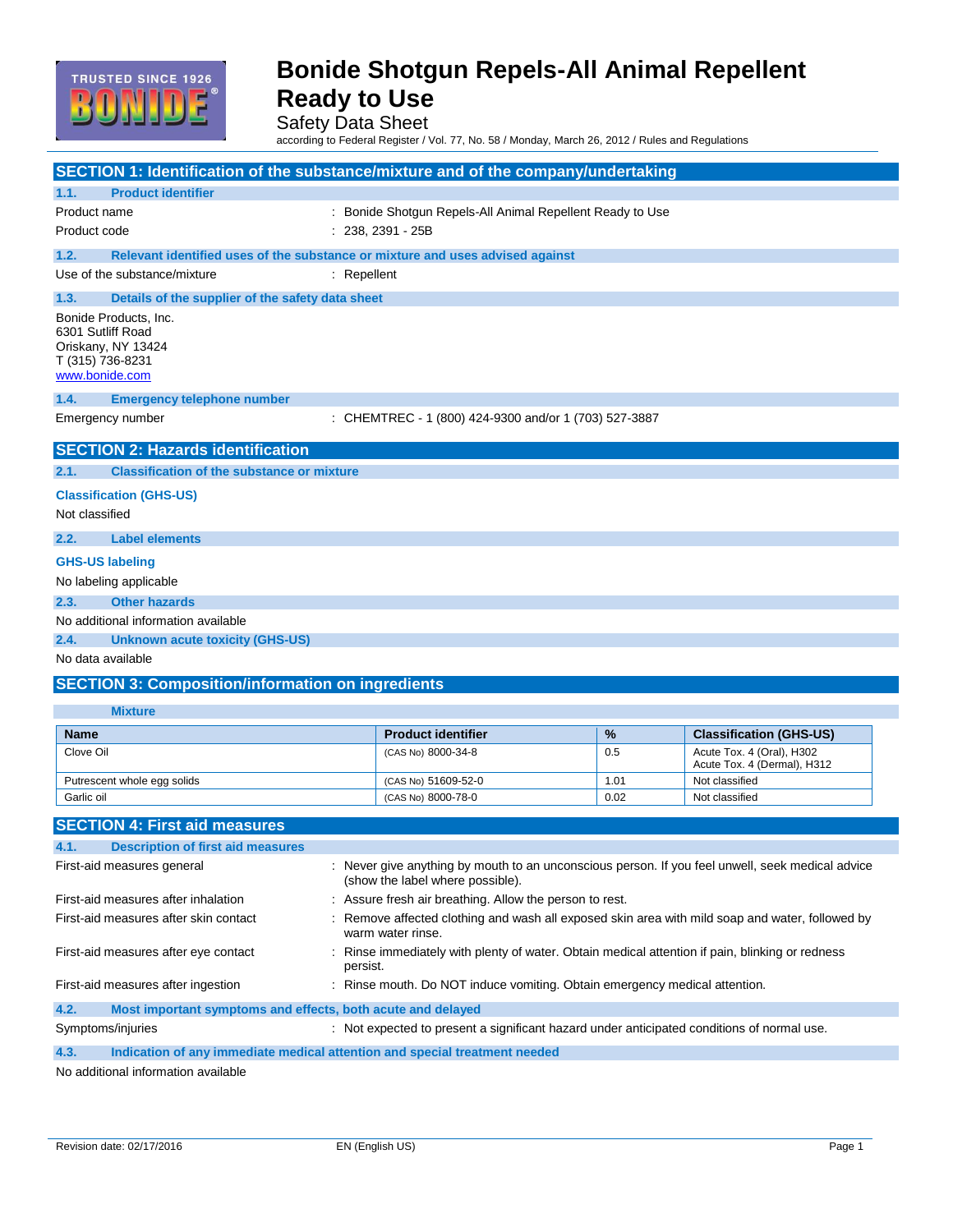# Bonide Shotgun Repels-All Animal Repellent Ready to Use

Safety Data Sheet

according to Federal Register / Vol. 77, No. 58 / Monday, March 26, 2012 / Rules and Regulations

## SECTION 1: Identification of the substance/mixture and of the company/undertaking

### 1.1. Product identifier

Product name : Bonide Shotgun Repels-All Animal Repellent Ready to Use

Product code : 238, 2391 - 25B

### 1.2. Relevant identified uses of the substance or mixture and uses advised against

Use of the substance/mixture : Repellent

### 1.3. Details of the supplier of the safety data sheet

Bonide Products, Inc.
6301 Sutliff Road
Oriskany, NY 13424
T (315) 736-8231
www.bonide.com

### 1.4. Emergency telephone number

Emergency number : CHEMTREC - 1 (800) 424-9300 and/or 1 (703) 527-3887

## SECTION 2: Hazards identification

### 2.1. Classification of the substance or mixture

**Classification (GHS-US)**

Not classified

### 2.2. Label elements

**GHS-US labeling**

No labeling applicable

### 2.3. Other hazards

No additional information available

### 2.4. Unknown acute toxicity (GHS-US)

No data available

## SECTION 3: Composition/information on ingredients

### Mixture

| Name | Product identifier | % | Classification (GHS-US) |
|---|---|---|---|
| Clove Oil | (CAS No) 8000-34-8 | 0.5 | Acute Tox. 4 (Oral), H302<br>Acute Tox. 4 (Dermal), H312 |
| Putrescent whole egg solids | (CAS No) 51609-52-0 | 1.01 | Not classified |
| Garlic oil | (CAS No) 8000-78-0 | 0.02 | Not classified |

## SECTION 4: First aid measures

### 4.1. Description of first aid measures

First-aid measures general : Never give anything by mouth to an unconscious person. If you feel unwell, seek medical advice (show the label where possible).

First-aid measures after inhalation : Assure fresh air breathing. Allow the person to rest.

First-aid measures after skin contact : Remove affected clothing and wash all exposed skin area with mild soap and water, followed by warm water rinse.

First-aid measures after eye contact : Rinse immediately with plenty of water. Obtain medical attention if pain, blinking or redness persist.

First-aid measures after ingestion : Rinse mouth. Do NOT induce vomiting. Obtain emergency medical attention.

### 4.2. Most important symptoms and effects, both acute and delayed

Symptoms/injuries : Not expected to present a significant hazard under anticipated conditions of normal use.

### 4.3. Indication of any immediate medical attention and special treatment needed

No additional information available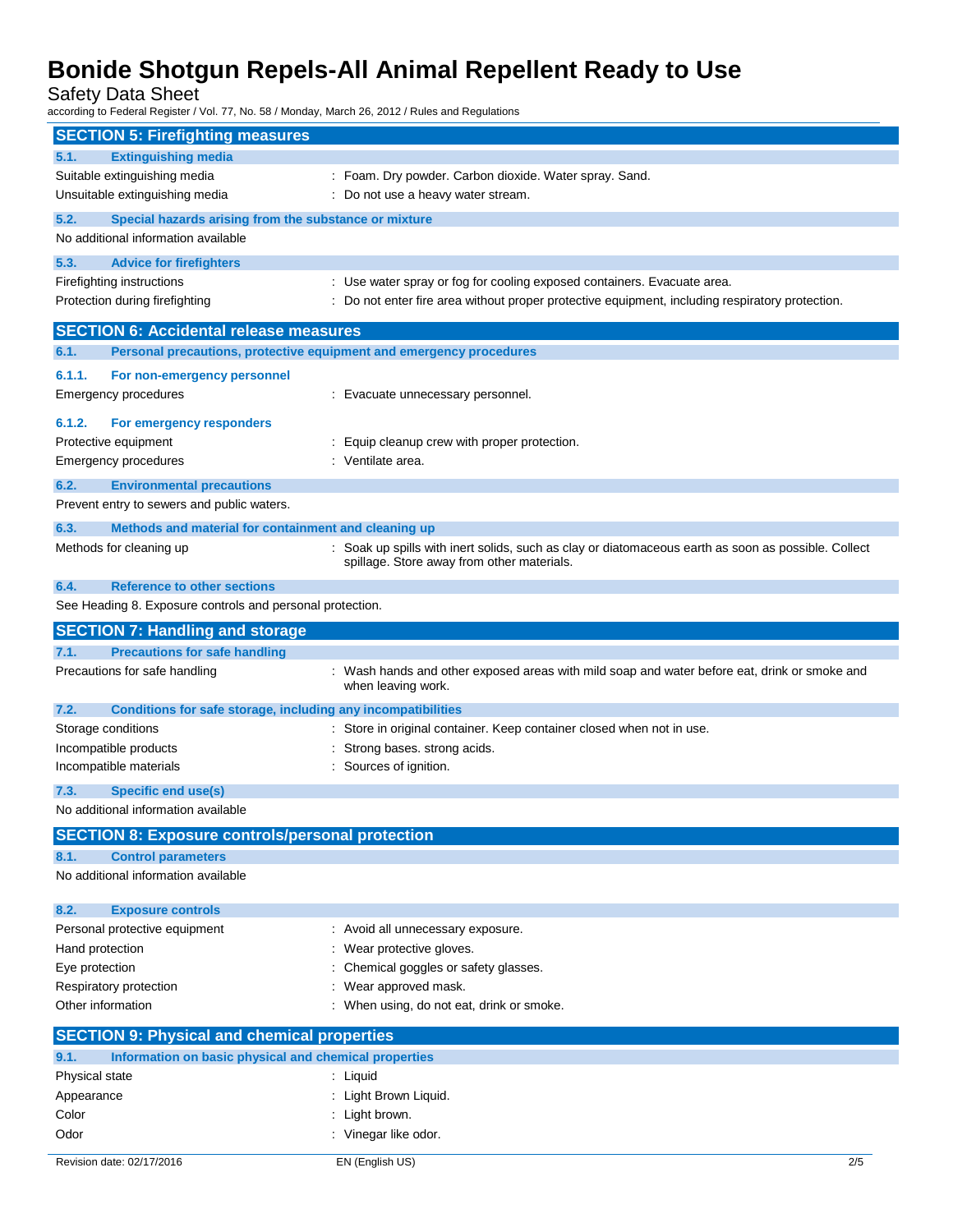## SECTION 5: Firefighting measures

### 5.1. Extinguishing media

| | |
|---|---|
| Suitable extinguishing media | : Foam. Dry powder. Carbon dioxide. Water spray. Sand. |
| Unsuitable extinguishing media | : Do not use a heavy water stream. |

### 5.2. Special hazards arising from the substance or mixture

No additional information available

### 5.3. Advice for firefighters

| | |
|---|---|
| Firefighting instructions | : Use water spray or fog for cooling exposed containers. Evacuate area. |
| Protection during firefighting | : Do not enter fire area without proper protective equipment, including respiratory protection. |

## SECTION 6: Accidental release measures

### 6.1. Personal precautions, protective equipment and emergency procedures

#### 6.1.1. For non-emergency personnel

| | |
|---|---|
| Emergency procedures | : Evacuate unnecessary personnel. |

#### 6.1.2. For emergency responders

| | |
|---|---|
| Protective equipment | : Equip cleanup crew with proper protection. |
| Emergency procedures | : Ventilate area. |

### 6.2. Environmental precautions

Prevent entry to sewers and public waters.

### 6.3. Methods and material for containment and cleaning up

| | |
|---|---|
| Methods for cleaning up | : Soak up spills with inert solids, such as clay or diatomaceous earth as soon as possible. Collect spillage. Store away from other materials. |

### 6.4. Reference to other sections

See Heading 8. Exposure controls and personal protection.

## SECTION 7: Handling and storage

### 7.1. Precautions for safe handling

| | |
|---|---|
| Precautions for safe handling | : Wash hands and other exposed areas with mild soap and water before eat, drink or smoke and when leaving work. |

### 7.2. Conditions for safe storage, including any incompatibilities

| | |
|---|---|
| Storage conditions | : Store in original container. Keep container closed when not in use. |
| Incompatible products | : Strong bases. strong acids. |
| Incompatible materials | : Sources of ignition. |

### 7.3. Specific end use(s)

No additional information available

## SECTION 8: Exposure controls/personal protection

### 8.1. Control parameters

No additional information available

### 8.2. Exposure controls

| | |
|---|---|
| Personal protective equipment | : Avoid all unnecessary exposure. |
| Hand protection | : Wear protective gloves. |
| Eye protection | : Chemical goggles or safety glasses. |
| Respiratory protection | : Wear approved mask. |
| Other information | : When using, do not eat, drink or smoke. |

## SECTION 9: Physical and chemical properties

### 9.1. Information on basic physical and chemical properties

| | |
|---|---|
| Physical state | : Liquid |
| Appearance | : Light Brown Liquid. |
| Color | : Light brown. |
| Odor | : Vinegar like odor. |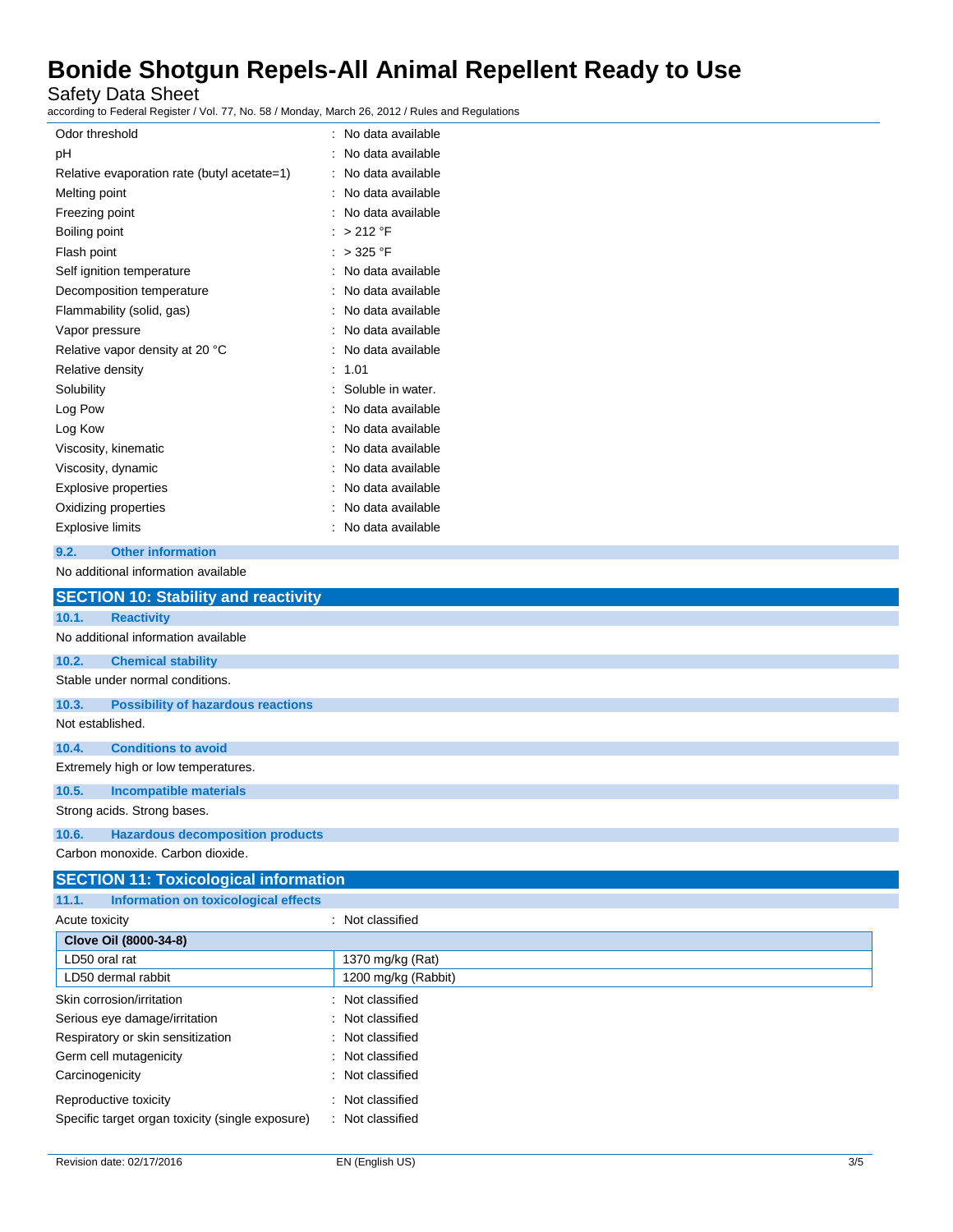| | |
|---|---|
| Odor threshold | : No data available |
| pH | : No data available |
| Relative evaporation rate (butyl acetate=1) | : No data available |
| Melting point | : No data available |
| Freezing point | : No data available |
| Boiling point | : > 212 °F |
| Flash point | : > 325 °F |
| Self ignition temperature | : No data available |
| Decomposition temperature | : No data available |
| Flammability (solid, gas) | : No data available |
| Vapor pressure | : No data available |
| Relative vapor density at 20 °C | : No data available |
| Relative density | : 1.01 |
| Solubility | : Soluble in water. |
| Log Pow | : No data available |
| Log Kow | : No data available |
| Viscosity, kinematic | : No data available |
| Viscosity, dynamic | : No data available |
| Explosive properties | : No data available |
| Oxidizing properties | : No data available |
| Explosive limits | : No data available |

### 9.2. Other information

No additional information available

## SECTION 10: Stability and reactivity

### 10.1. Reactivity

No additional information available

### 10.2. Chemical stability

Stable under normal conditions.

### 10.3. Possibility of hazardous reactions

Not established.

### 10.4. Conditions to avoid

Extremely high or low temperatures.

### 10.5. Incompatible materials

Strong acids. Strong bases.

### 10.6. Hazardous decomposition products

Carbon monoxide. Carbon dioxide.

## SECTION 11: Toxicological information

### 11.1. Information on toxicological effects

Acute toxicity : Not classified

| Clove Oil (8000-34-8) | |
|---|---|
| LD50 oral rat | 1370 mg/kg (Rat) |
| LD50 dermal rabbit | 1200 mg/kg (Rabbit) |

| | |
|---|---|
| Skin corrosion/irritation | : Not classified |
| Serious eye damage/irritation | : Not classified |
| Respiratory or skin sensitization | : Not classified |
| Germ cell mutagenicity | : Not classified |
| Carcinogenicity | : Not classified |
| Reproductive toxicity | : Not classified |
| Specific target organ toxicity (single exposure) | : Not classified |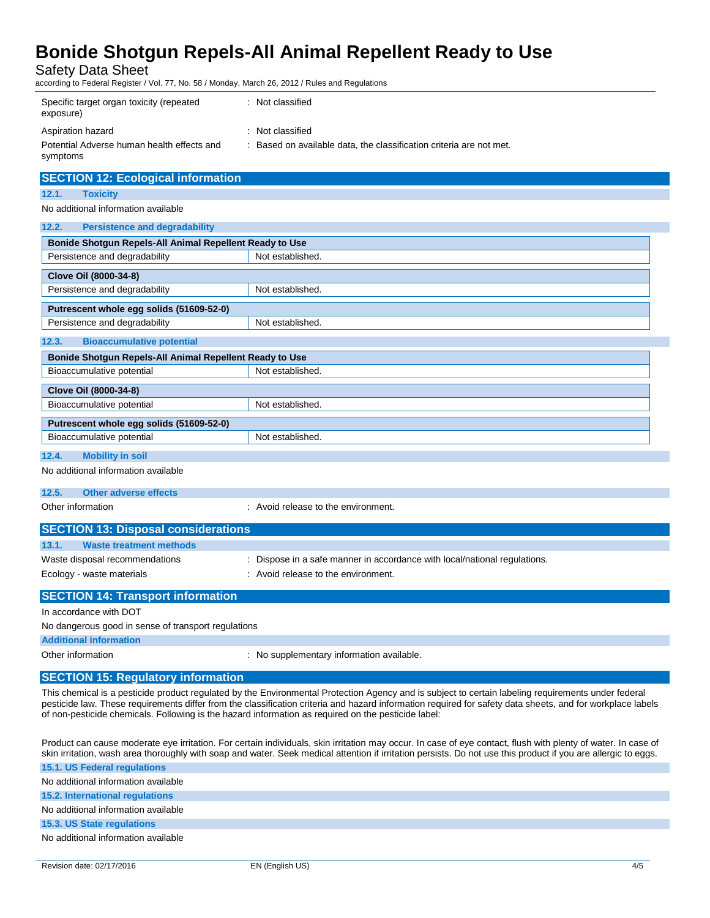| | |
|---|---|
| Specific target organ toxicity (repeated exposure) | : Not classified |
| Aspiration hazard | : Not classified |
| Potential Adverse human health effects and symptoms | : Based on available data, the classification criteria are not met. |

## SECTION 12: Ecological information

### 12.1. Toxicity

No additional information available

### 12.2. Persistence and degradability

| Bonide Shotgun Repels-All Animal Repellent Ready to Use | |
|---|---|
| Persistence and degradability | Not established. |

| Clove Oil (8000-34-8) | |
|---|---|
| Persistence and degradability | Not established. |

| Putrescent whole egg solids (51609-52-0) | |
|---|---|
| Persistence and degradability | Not established. |

### 12.3. Bioaccumulative potential

| Bonide Shotgun Repels-All Animal Repellent Ready to Use | |
|---|---|
| Bioaccumulative potential | Not established. |

| Clove Oil (8000-34-8) | |
|---|---|
| Bioaccumulative potential | Not established. |

| Putrescent whole egg solids (51609-52-0) | |
|---|---|
| Bioaccumulative potential | Not established. |

### 12.4. Mobility in soil

No additional information available

### 12.5. Other adverse effects

Other information : Avoid release to the environment.

## SECTION 13: Disposal considerations

### 13.1. Waste treatment methods

| | |
|---|---|
| Waste disposal recommendations | : Dispose in a safe manner in accordance with local/national regulations. |
| Ecology - waste materials | : Avoid release to the environment. |

## SECTION 14: Transport information

In accordance with DOT

No dangerous good in sense of transport regulations

### Additional information

Other information : No supplementary information available.

## SECTION 15: Regulatory information

This chemical is a pesticide product regulated by the Environmental Protection Agency and is subject to certain labeling requirements under federal pesticide law. These requirements differ from the classification criteria and hazard information required for safety data sheets, and for workplace labels of non-pesticide chemicals. Following is the hazard information as required on the pesticide label:

Product can cause moderate eye irritation. For certain individuals, skin irritation may occur. In case of eye contact, flush with plenty of water. In case of skin irritation, wash area thoroughly with soap and water. Seek medical attention if irritation persists. Do not use this product if you are allergic to eggs.

### 15.1. US Federal regulations

No additional information available

### 15.2. International regulations

No additional information available

### 15.3. US State regulations

No additional information available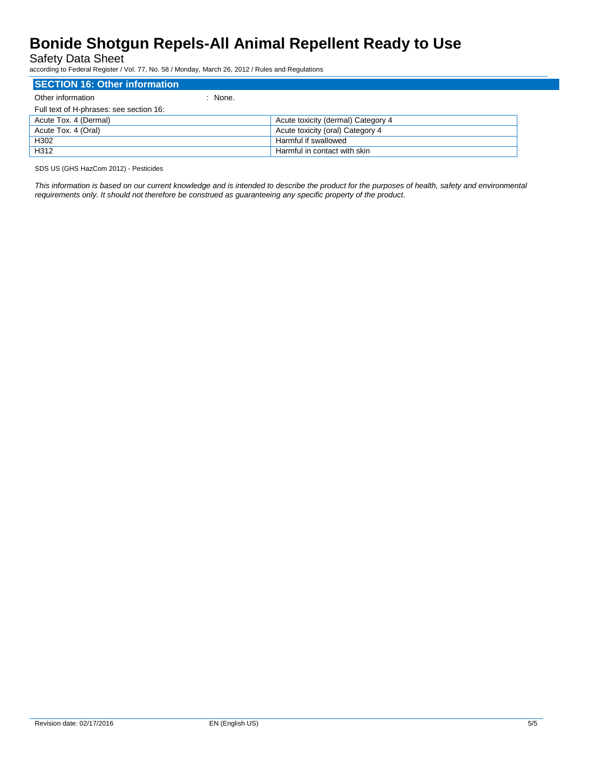## SECTION 16: Other information

Other information : None.

Full text of H-phrases: see section 16:

| | |
|---|---|
| Acute Tox. 4 (Dermal) | Acute toxicity (dermal) Category 4 |
| Acute Tox. 4 (Oral) | Acute toxicity (oral) Category 4 |
| H302 | Harmful if swallowed |
| H312 | Harmful in contact with skin |

SDS US (GHS HazCom 2012) - Pesticides

*This information is based on our current knowledge and is intended to describe the product for the purposes of health, safety and environmental requirements only. It should not therefore be construed as guaranteeing any specific property of the product.*